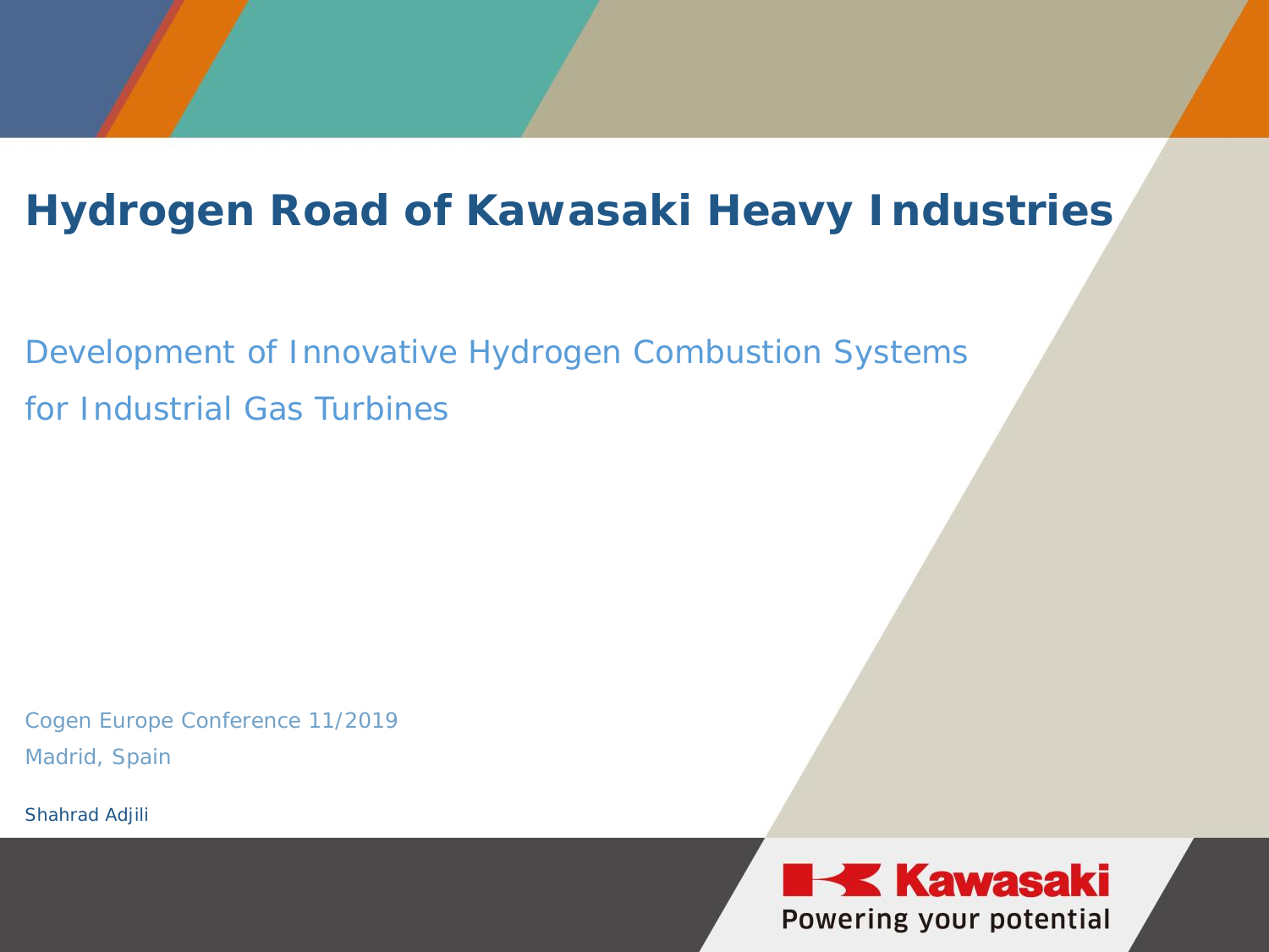# Hydrogen Road of Kawasaki Heavy Industries

## Development of Innovative Hydrogen Combustion Systems for Industrial Gas Turbines

Cogen Europe Conference 11/2019

Madrid, Spain

Shahrad Adjili

Kawasaki

Powering your potential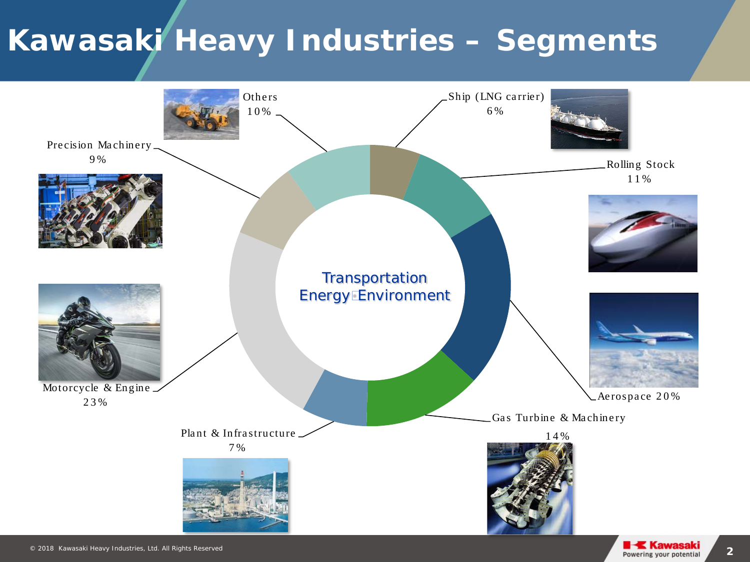# Kawasaki Heavy Industries – Segments

Transportation
Energy・Environment

- Ship (LNG carrier) 6%
- Rolling Stock 11%
- Aerospace 20%
- Gas Turbine & Machinery 14%
- Plant & Infrastructure 7%
- Motorcycle & Engine 23%
- Precision Machinery 9%
- Others 10%

© 2018 Kawasaki Heavy Industries, Ltd. All Rights Reserved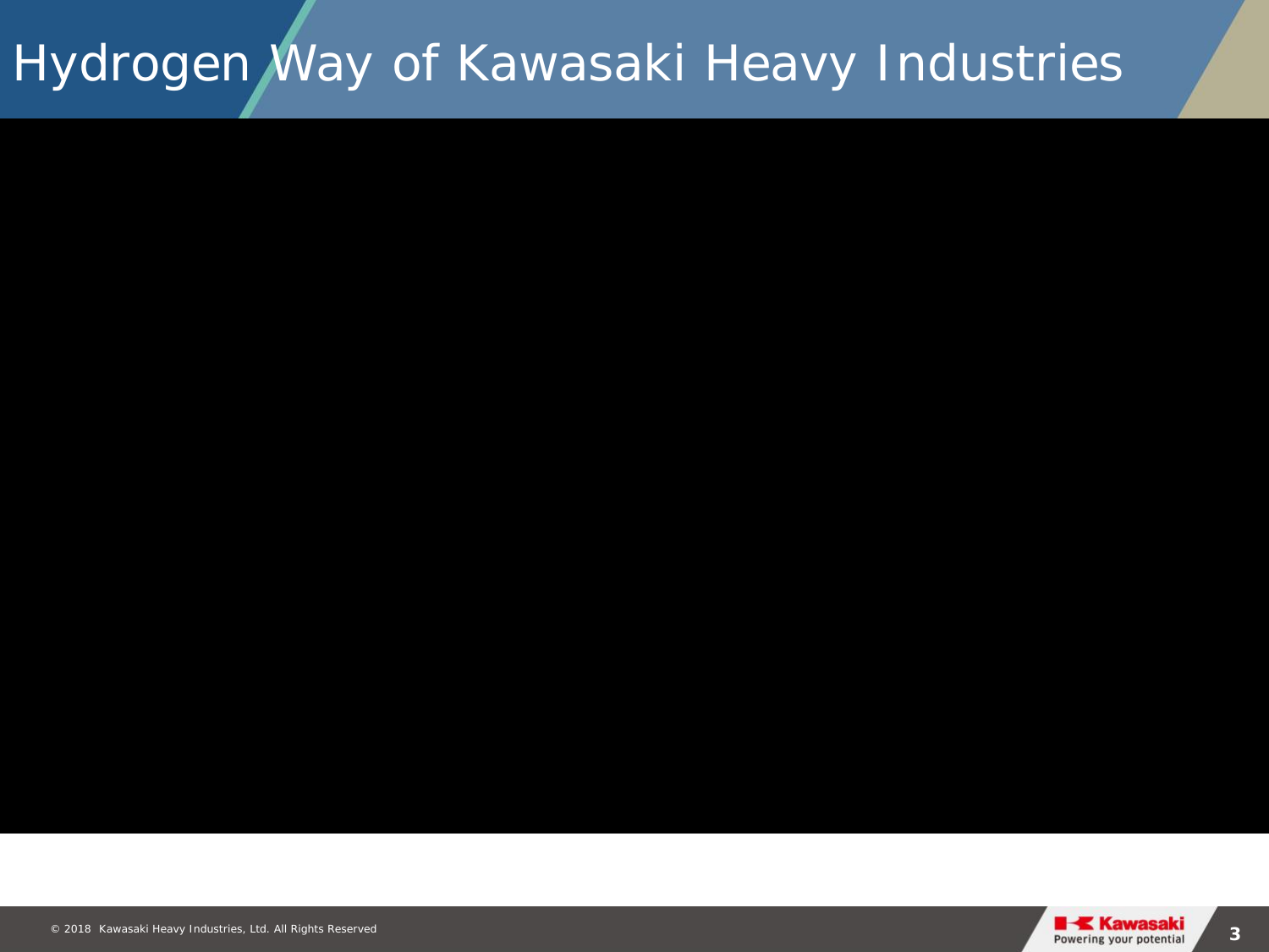# Hydrogen Way of Kawasaki Heavy Industries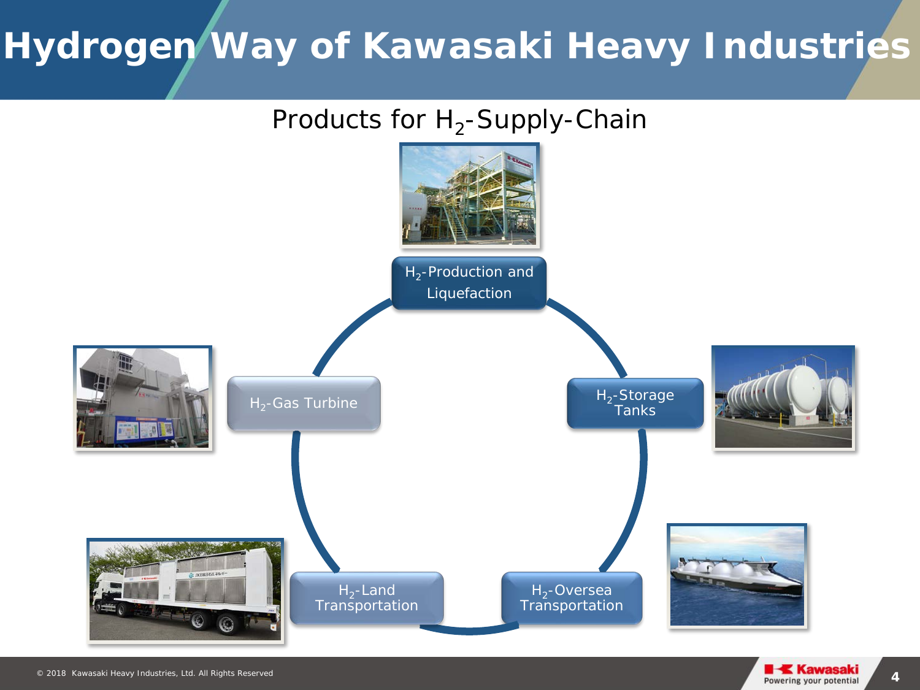# Hydrogen Way of Kawasaki Heavy Industries

## Products for $H_2$-Supply-Chain

- $H_2$-Production and Liquefaction
- $H_2$-Storage Tanks
- $H_2$-Oversea Transportation
- $H_2$-Land Transportation
- $H_2$-Gas Turbine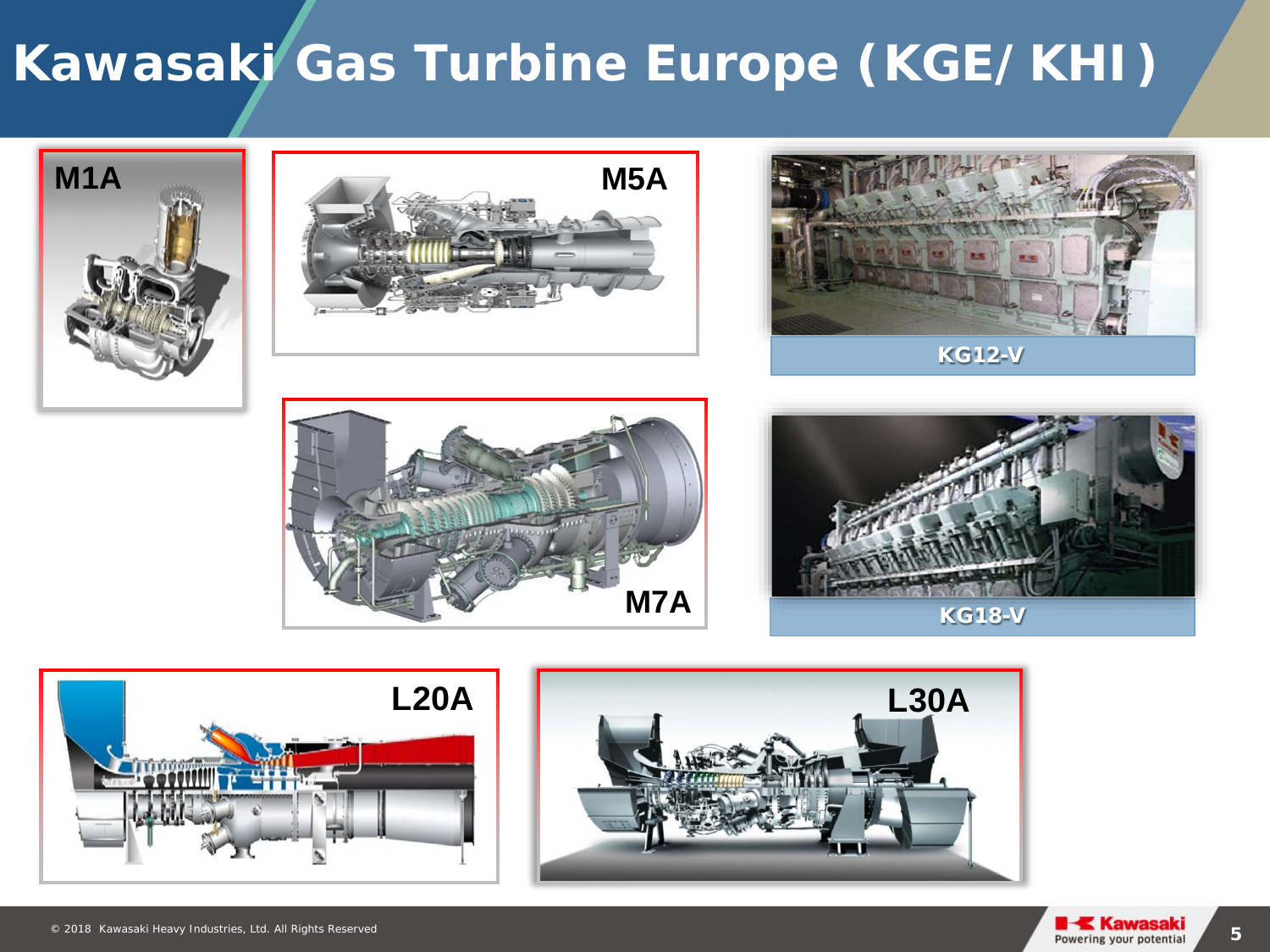# Kawasaki Gas Turbine Europe (KGE/ KHI)

M1A

M5A

KG12-V

M7A

KG18-V

L20A

L30A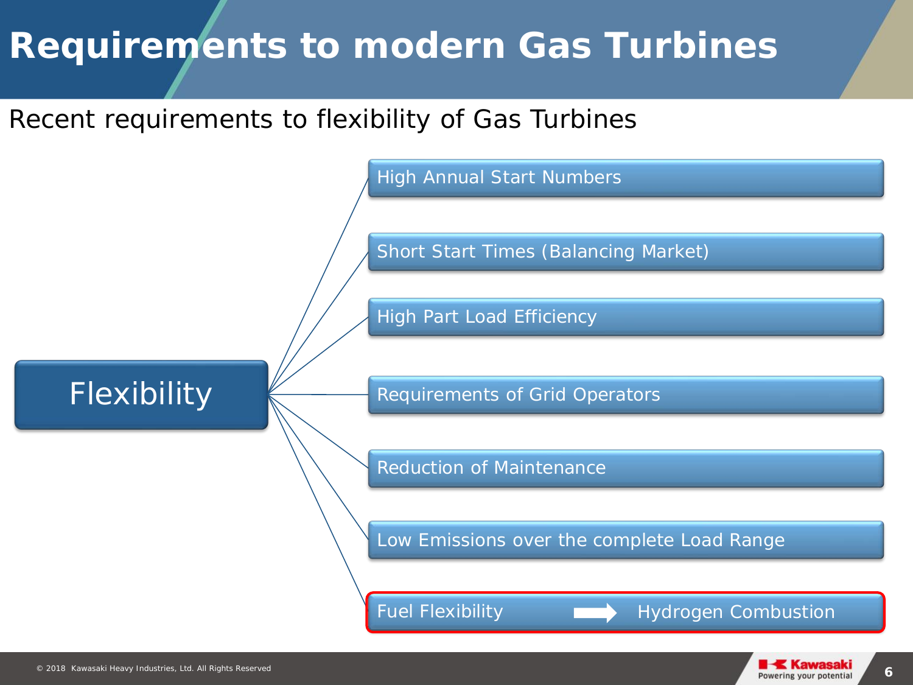# Requirements to modern Gas Turbines

Recent requirements to flexibility of Gas Turbines

**Flexibility**

- High Annual Start Numbers
- Short Start Times (Balancing Market)
- High Part Load Efficiency
- Requirements of Grid Operators
- Reduction of Maintenance
- Low Emissions over the complete Load Range
- Fuel Flexibility → Hydrogen Combustion

© 2018 Kawasaki Heavy Industries, Ltd. All Rights Reserved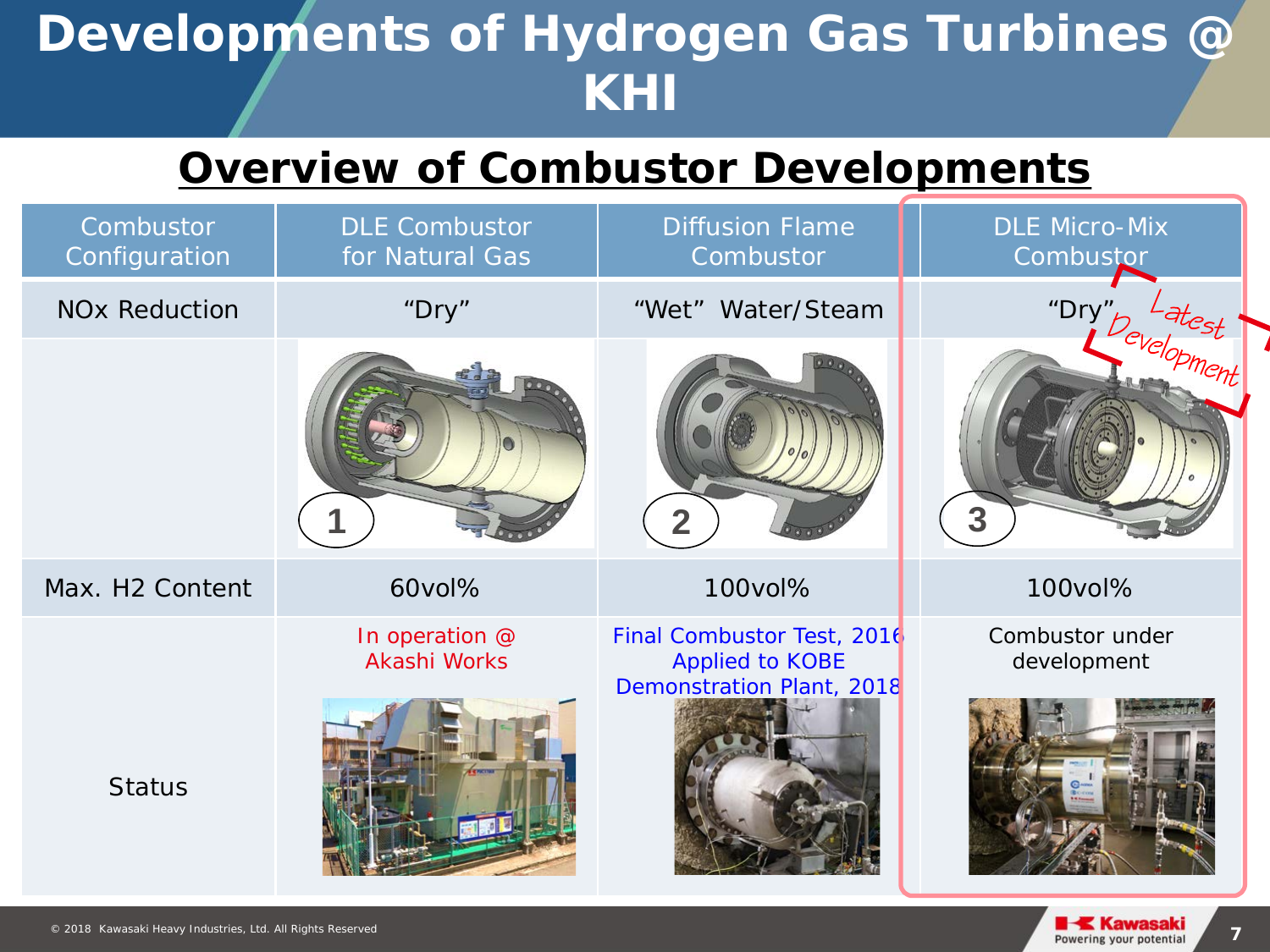# Developments of Hydrogen Gas Turbines @ KHI

## Overview of Combustor Developments

| Combustor Configuration | DLE Combustor for Natural Gas | Diffusion Flame Combustor | DLE Micro-Mix Combustor |
|---|---|---|---|
| NOx Reduction | "Dry" | "Wet" Water/Steam | "Dry" Latest Development |
| | 1 | 2 | 3 |
| Max. H2 Content | 60vol% | 100vol% | 100vol% |
| Status | In operation @ Akashi Works | Final Combustor Test, 2016 Applied to KOBE Demonstration Plant, 2018 | Combustor under development |

© 2018 Kawasaki Heavy Industries, Ltd. All Rights Reserved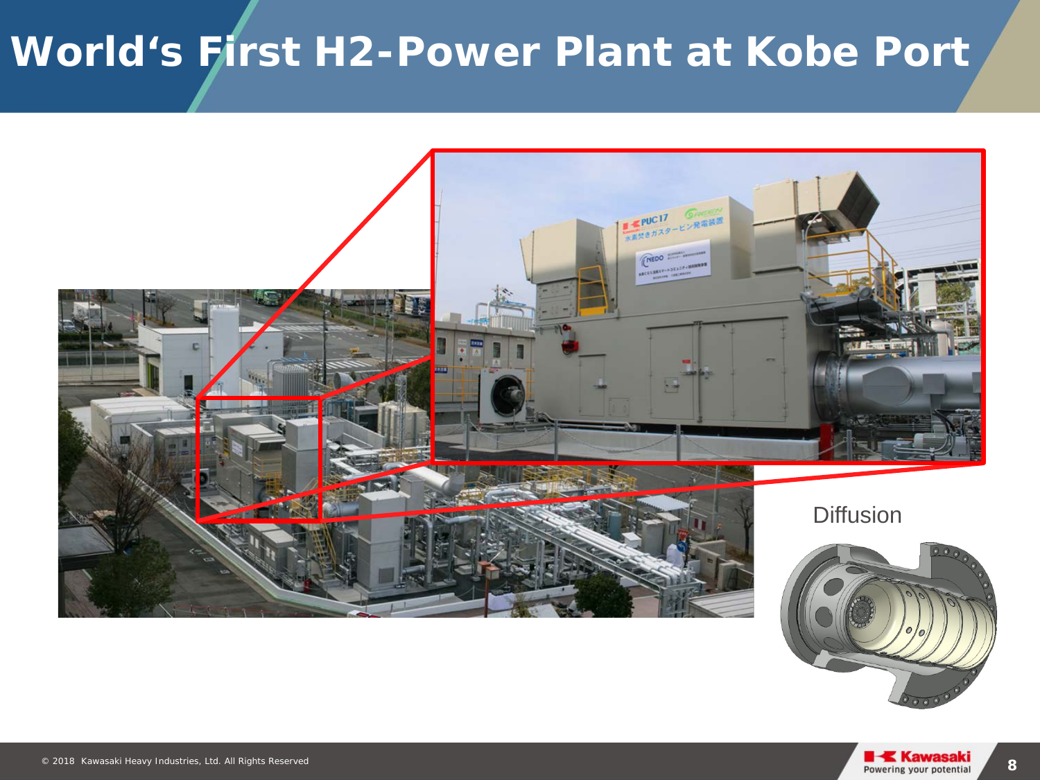# World's First H2-Power Plant at Kobe Port

Diffusion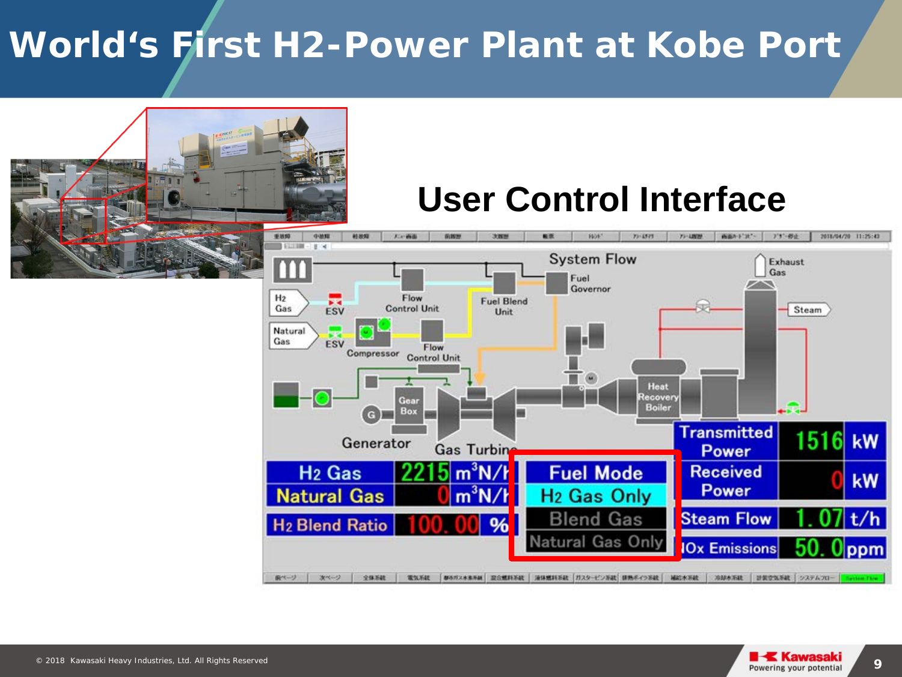# World's First H2-Power Plant at Kobe Port

## User Control Interface

System Flow

| | | |
|---|---|---|
| H2 Gas | 2215 | $m^3N/h$ |
| Natural Gas | 0 | $m^3N/h$ |
| H2 Blend Ratio | 100.00 | % |

| Fuel Mode |
|---|
| H2 Gas Only |
| Blend Gas |
| Natural Gas Only |

| | | |
|---|---|---|
| Transmitted Power | 1516 | kW |
| Received Power | 0 | kW |
| Steam Flow | 1.07 | t/h |
| NOx Emissions | 50.0 | ppm |

© 2018 Kawasaki Heavy Industries, Ltd. All Rights Reserved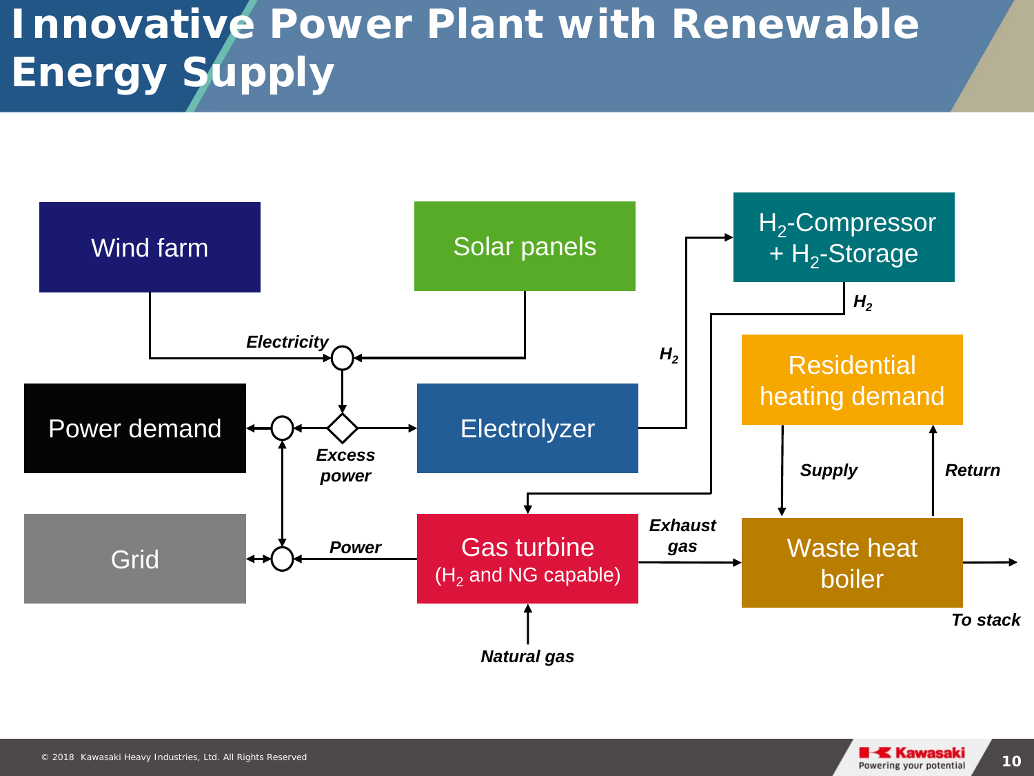# Innovative Power Plant with Renewable Energy Supply

Wind farm

Solar panels

$H_2$-Compressor + $H_2$-Storage

*Electricity*

*$H_2$*

*$H_2$*

Residential heating demand

Power demand

Electrolyzer

*Excess power*

*Supply*

*Return*

Grid

*Power*

Gas turbine ($H_2$ and NG capable)

*Exhaust gas*

Waste heat boiler

*To stack*

*Natural gas*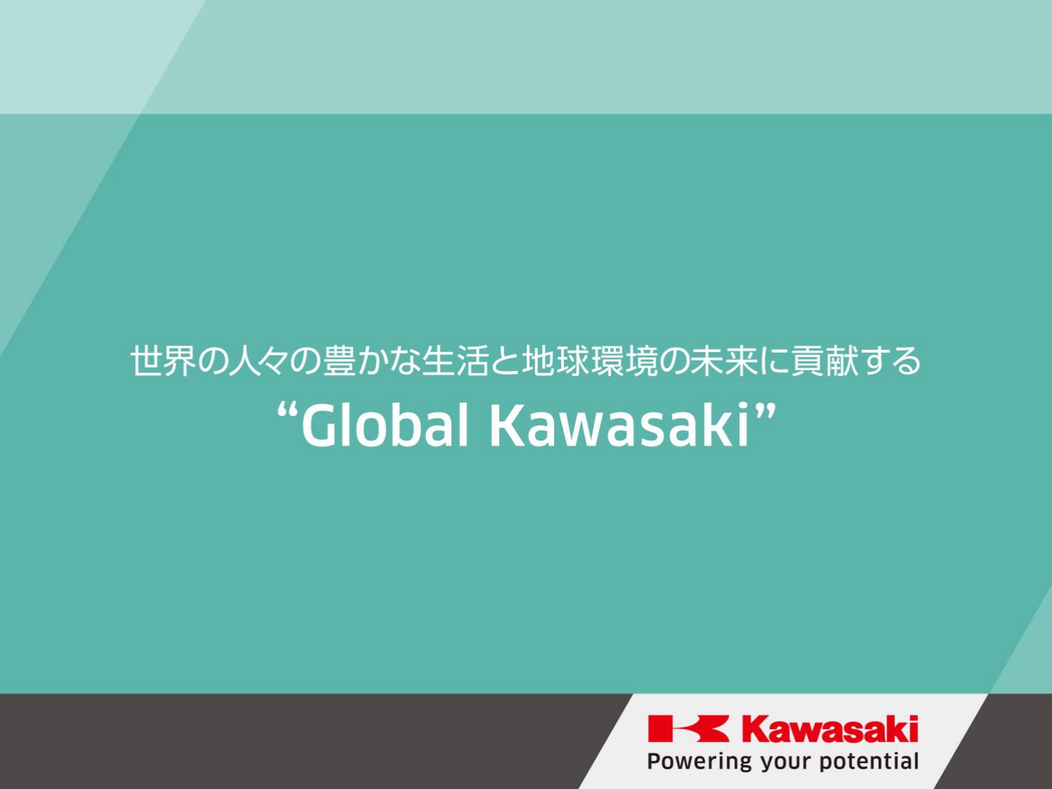世界の人々の豊かな生活と地球環境の未来に貢献する

# “Global Kawasaki”

Kawasaki

Powering your potential